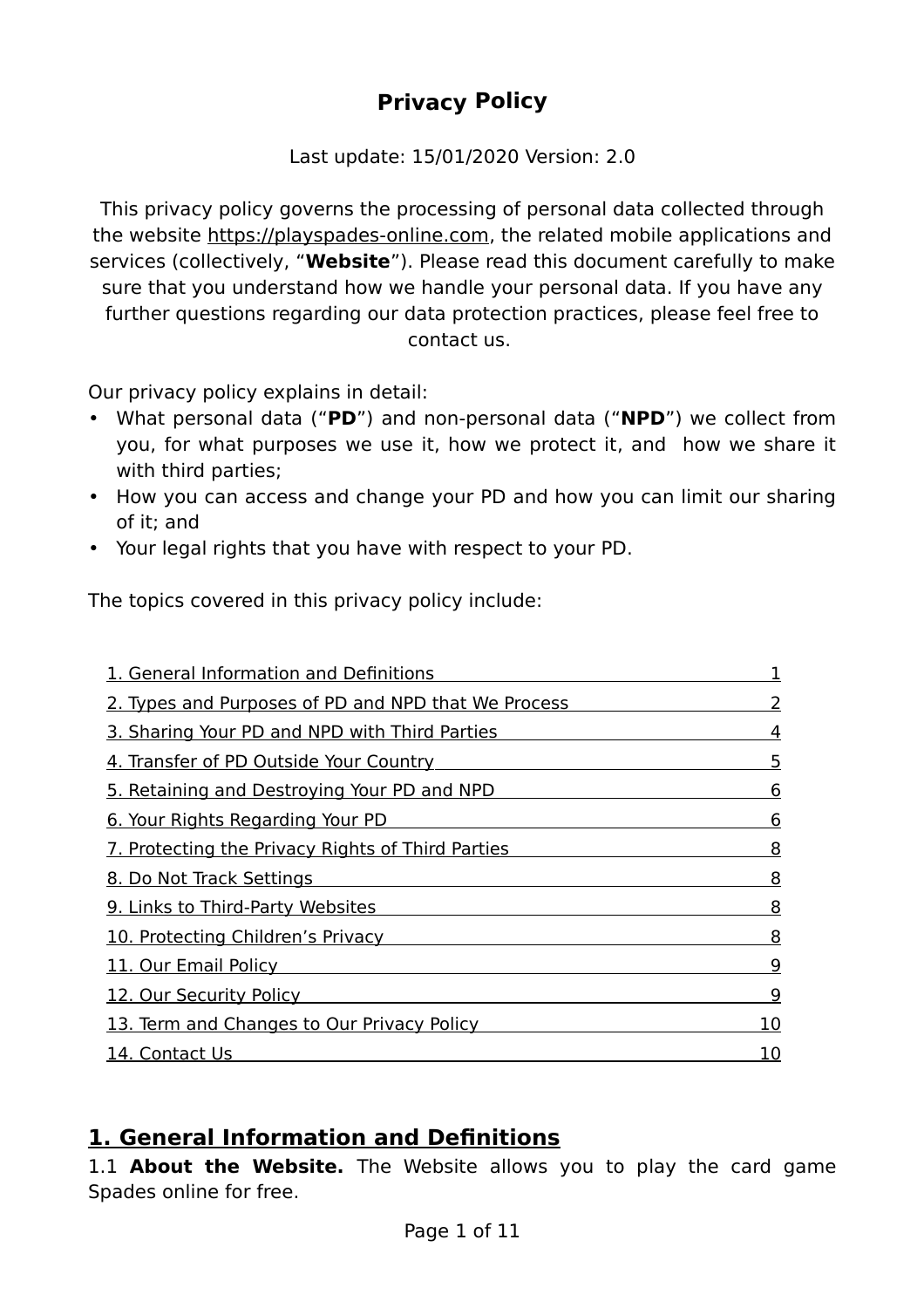# Privacy Policy

Last update: 15/01/2020 Version: 2.0

This privacy policy governs the processing of personal data collected through the website https://playspades-online.com, the related mobile applications and services (collectively, "**Website**"). Please read this document carefully to make sure that you understand how we handle your personal data. If you have any further questions regarding our data protection practices, please feel free to contact us.

Our privacy policy explains in detail:

- What personal data ("**PD**") and non-personal data ("**NPD**") we collect from you, for what purposes we use it, how we protect it, and how we share it with third parties;
- How you can access and change your PD and how you can limit our sharing of it; and
- Your legal rights that you have with respect to your PD.

The topics covered in this privacy policy include:

| Topic | Page |
| --- | --- |
| 1. General Information and Definitions | 1 |
| 2. Types and Purposes of PD and NPD that We Process | 2 |
| 3. Sharing Your PD and NPD with Third Parties | 4 |
| 4. Transfer of PD Outside Your Country | 5 |
| 5. Retaining and Destroying Your PD and NPD | 6 |
| 6. Your Rights Regarding Your PD | 6 |
| 7. Protecting the Privacy Rights of Third Parties | 8 |
| 8. Do Not Track Settings | 8 |
| 9. Links to Third-Party Websites | 8 |
| 10. Protecting Children's Privacy | 8 |
| 11. Our Email Policy | 9 |
| 12. Our Security Policy | 9 |
| 13. Term and Changes to Our Privacy Policy | 10 |
| 14. Contact Us | 10 |

## 1. General Information and Definitions

1.1 **About the Website.** The Website allows you to play the card game Spades online for free.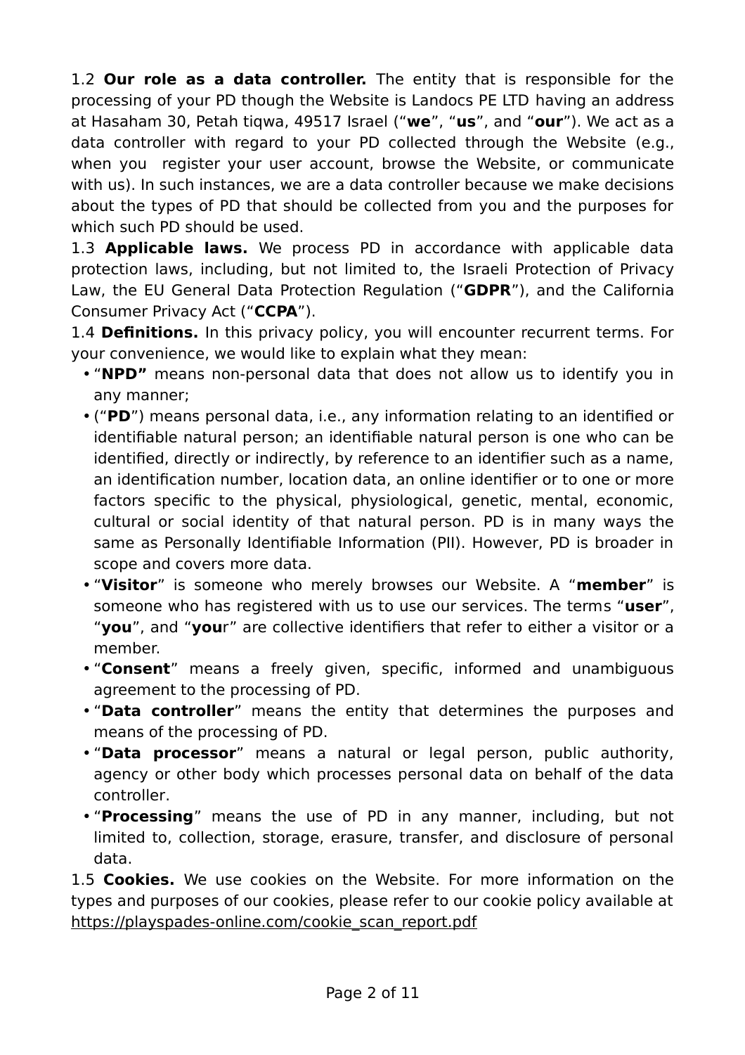1.2 **Our role as a data controller.** The entity that is responsible for the processing of your PD though the Website is Landocs PE LTD having an address at Hasaham 30, Petah tiqwa, 49517 Israel ("**we**", "**us**", and "**our**"). We act as a data controller with regard to your PD collected through the Website (e.g., when you register your user account, browse the Website, or communicate with us). In such instances, we are a data controller because we make decisions about the types of PD that should be collected from you and the purposes for which such PD should be used.

1.3 **Applicable laws.** We process PD in accordance with applicable data protection laws, including, but not limited to, the Israeli Protection of Privacy Law, the EU General Data Protection Regulation ("**GDPR**"), and the California Consumer Privacy Act ("**CCPA**").

1.4 **Definitions.** In this privacy policy, you will encounter recurrent terms. For your convenience, we would like to explain what they mean:

- "**NPD"** means non-personal data that does not allow us to identify you in any manner;
- ("**PD**") means personal data, i.e., any information relating to an identified or identifiable natural person; an identifiable natural person is one who can be identified, directly or indirectly, by reference to an identifier such as a name, an identification number, location data, an online identifier or to one or more factors specific to the physical, physiological, genetic, mental, economic, cultural or social identity of that natural person. PD is in many ways the same as Personally Identifiable Information (PII). However, PD is broader in scope and covers more data.
- "**Visitor**" is someone who merely browses our Website. A "**member**" is someone who has registered with us to use our services. The terms "**user**", "**you**", and "**you**r" are collective identifiers that refer to either a visitor or a member.
- "**Consent**" means a freely given, specific, informed and unambiguous agreement to the processing of PD.
- "**Data controller**" means the entity that determines the purposes and means of the processing of PD.
- "**Data processor**" means a natural or legal person, public authority, agency or other body which processes personal data on behalf of the data controller.
- "**Processing**" means the use of PD in any manner, including, but not limited to, collection, storage, erasure, transfer, and disclosure of personal data.

1.5 **Cookies.** We use cookies on the Website. For more information on the types and purposes of our cookies, please refer to our cookie policy available at https://playspades-online.com/cookie_scan_report.pdf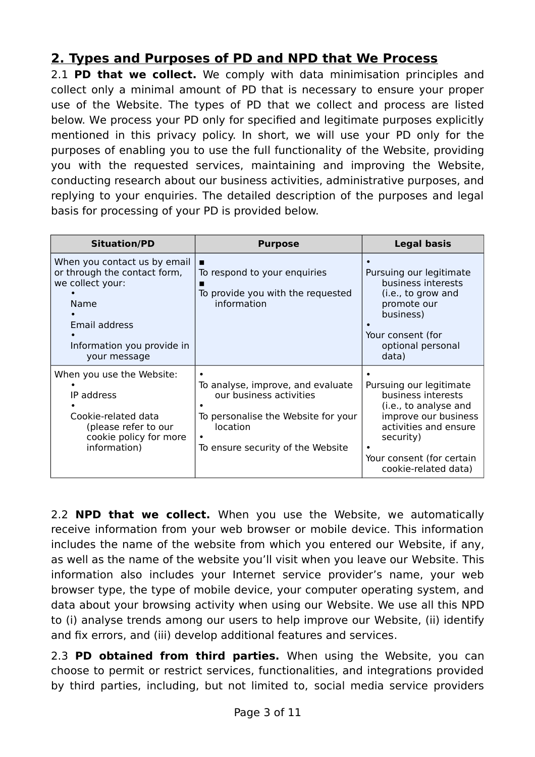## 2. Types and Purposes of PD and NPD that We Process

2.1 **PD that we collect.** We comply with data minimisation principles and collect only a minimal amount of PD that is necessary to ensure your proper use of the Website. The types of PD that we collect and process are listed below. We process your PD only for specified and legitimate purposes explicitly mentioned in this privacy policy. In short, we will use your PD only for the purposes of enabling you to use the full functionality of the Website, providing you with the requested services, maintaining and improving the Website, conducting research about our business activities, administrative purposes, and replying to your enquiries. The detailed description of the purposes and legal basis for processing of your PD is provided below.

| Situation/PD | Purpose | Legal basis |
| --- | --- | --- |
| When you contact us by email or through the contact form, we collect your:<br>• Name<br>• Email address<br>• Information you provide in your message | ▪ To respond to your enquiries<br>▪ To provide you with the requested information | • Pursuing our legitimate business interests (i.e., to grow and promote our business)<br>• Your consent (for optional personal data) |
| When you use the Website:<br>• IP address<br>• Cookie-related data (please refer to our cookie policy for more information) | • To analyse, improve, and evaluate our business activities<br>• To personalise the Website for your location<br>• To ensure security of the Website | • Pursuing our legitimate business interests (i.e., to analyse and improve our business activities and ensure security)<br>• Your consent (for certain cookie-related data) |

2.2 **NPD that we collect.** When you use the Website, we automatically receive information from your web browser or mobile device. This information includes the name of the website from which you entered our Website, if any, as well as the name of the website you'll visit when you leave our Website. This information also includes your Internet service provider's name, your web browser type, the type of mobile device, your computer operating system, and data about your browsing activity when using our Website. We use all this NPD to (i) analyse trends among our users to help improve our Website, (ii) identify and fix errors, and (iii) develop additional features and services.

2.3 **PD obtained from third parties.** When using the Website, you can choose to permit or restrict services, functionalities, and integrations provided by third parties, including, but not limited to, social media service providers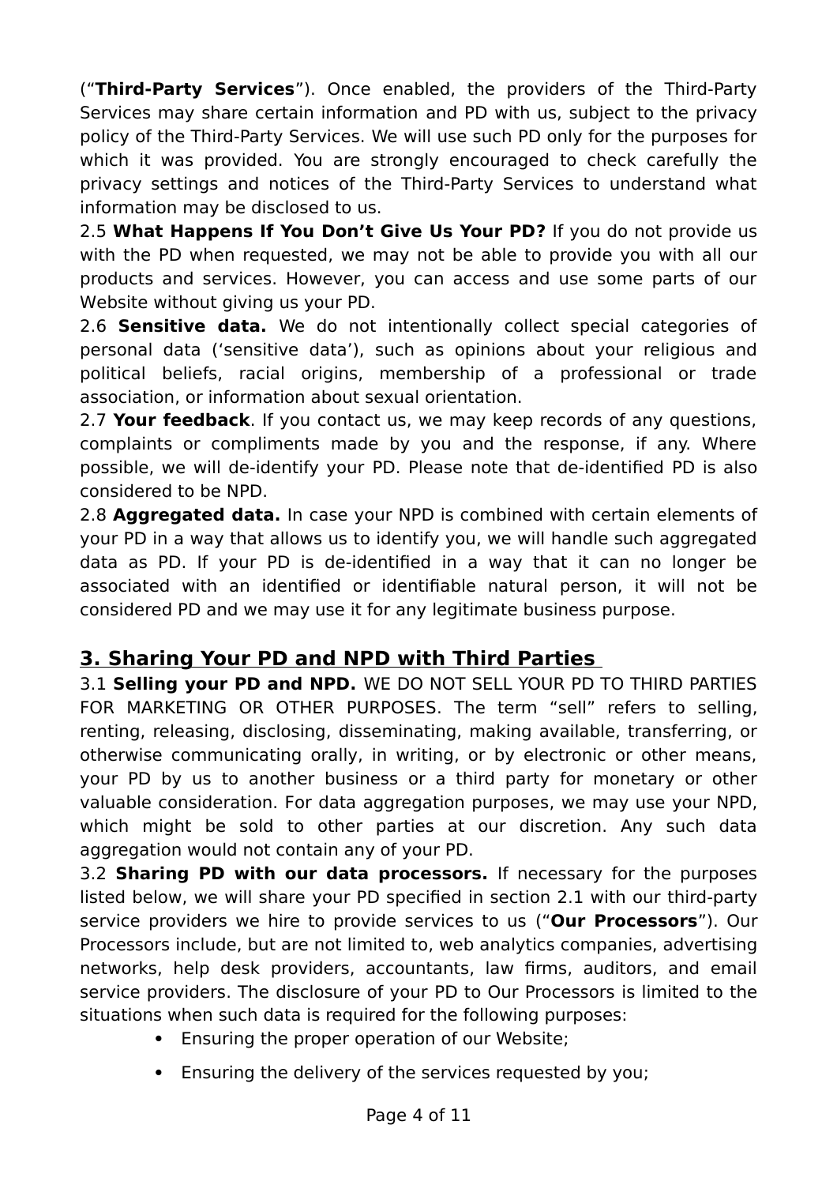(“**Third-Party Services**”). Once enabled, the providers of the Third-Party Services may share certain information and PD with us, subject to the privacy policy of the Third-Party Services. We will use such PD only for the purposes for which it was provided. You are strongly encouraged to check carefully the privacy settings and notices of the Third-Party Services to understand what information may be disclosed to us.

2.5 **What Happens If You Don’t Give Us Your PD?** If you do not provide us with the PD when requested, we may not be able to provide you with all our products and services. However, you can access and use some parts of our Website without giving us your PD.

2.6 **Sensitive data.** We do not intentionally collect special categories of personal data (‘sensitive data’), such as opinions about your religious and political beliefs, racial origins, membership of a professional or trade association, or information about sexual orientation.

2.7 **Your feedback**. If you contact us, we may keep records of any questions, complaints or compliments made by you and the response, if any. Where possible, we will de-identify your PD. Please note that de-identified PD is also considered to be NPD.

2.8 **Aggregated data.** In case your NPD is combined with certain elements of your PD in a way that allows us to identify you, we will handle such aggregated data as PD. If your PD is de-identified in a way that it can no longer be associated with an identified or identifiable natural person, it will not be considered PD and we may use it for any legitimate business purpose.

## 3. Sharing Your PD and NPD with Third Parties

3.1 **Selling your PD and NPD.** WE DO NOT SELL YOUR PD TO THIRD PARTIES FOR MARKETING OR OTHER PURPOSES. The term “sell” refers to selling, renting, releasing, disclosing, disseminating, making available, transferring, or otherwise communicating orally, in writing, or by electronic or other means, your PD by us to another business or a third party for monetary or other valuable consideration. For data aggregation purposes, we may use your NPD, which might be sold to other parties at our discretion. Any such data aggregation would not contain any of your PD.

3.2 **Sharing PD with our data processors.** If necessary for the purposes listed below, we will share your PD specified in section 2.1 with our third-party service providers we hire to provide services to us (“**Our Processors**”). Our Processors include, but are not limited to, web analytics companies, advertising networks, help desk providers, accountants, law firms, auditors, and email service providers. The disclosure of your PD to Our Processors is limited to the situations when such data is required for the following purposes:

- Ensuring the proper operation of our Website;
- Ensuring the delivery of the services requested by you;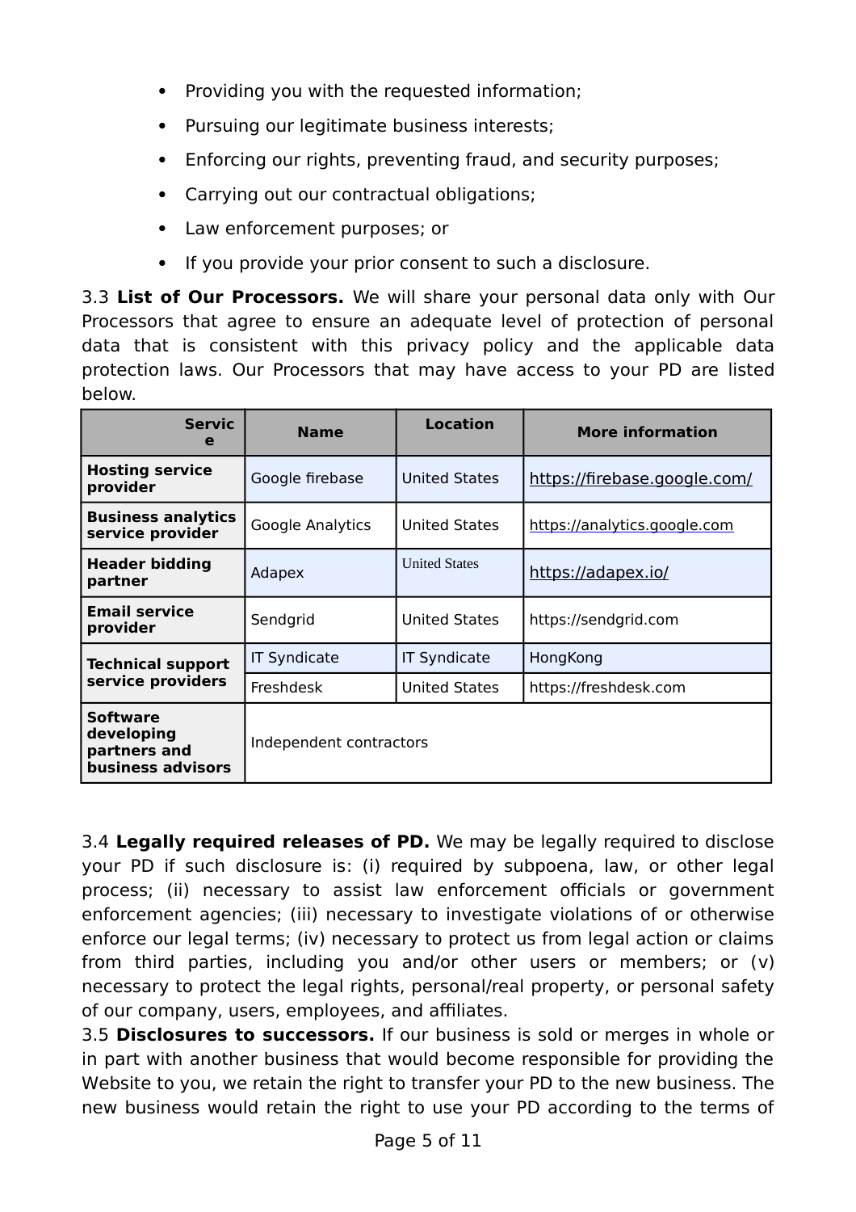- Providing you with the requested information;
- Pursuing our legitimate business interests;
- Enforcing our rights, preventing fraud, and security purposes;
- Carrying out our contractual obligations;
- Law enforcement purposes; or
- If you provide your prior consent to such a disclosure.

3.3 **List of Our Processors.** We will share your personal data only with Our Processors that agree to ensure an adequate level of protection of personal data that is consistent with this privacy policy and the applicable data protection laws. Our Processors that may have access to your PD are listed below.

| Service | Name | Location | More information |
|---|---|---|---|
| **Hosting service provider** | Google firebase | United States | https://firebase.google.com/ |
| **Business analytics service provider** | Google Analytics | United States | https://analytics.google.com |
| **Header bidding partner** | Adapex | United States | https://adapex.io/ |
| **Email service provider** | Sendgrid | United States | https://sendgrid.com |
| **Technical support service providers** | IT Syndicate | IT Syndicate | HongKong |
| | Freshdesk | United States | https://freshdesk.com |
| **Software developing partners and business advisors** | Independent contractors | | |

3.4 **Legally required releases of PD.** We may be legally required to disclose your PD if such disclosure is: (i) required by subpoena, law, or other legal process; (ii) necessary to assist law enforcement officials or government enforcement agencies; (iii) necessary to investigate violations of or otherwise enforce our legal terms; (iv) necessary to protect us from legal action or claims from third parties, including you and/or other users or members; or (v) necessary to protect the legal rights, personal/real property, or personal safety of our company, users, employees, and affiliates.

3.5 **Disclosures to successors.** If our business is sold or merges in whole or in part with another business that would become responsible for providing the Website to you, we retain the right to transfer your PD to the new business. The new business would retain the right to use your PD according to the terms of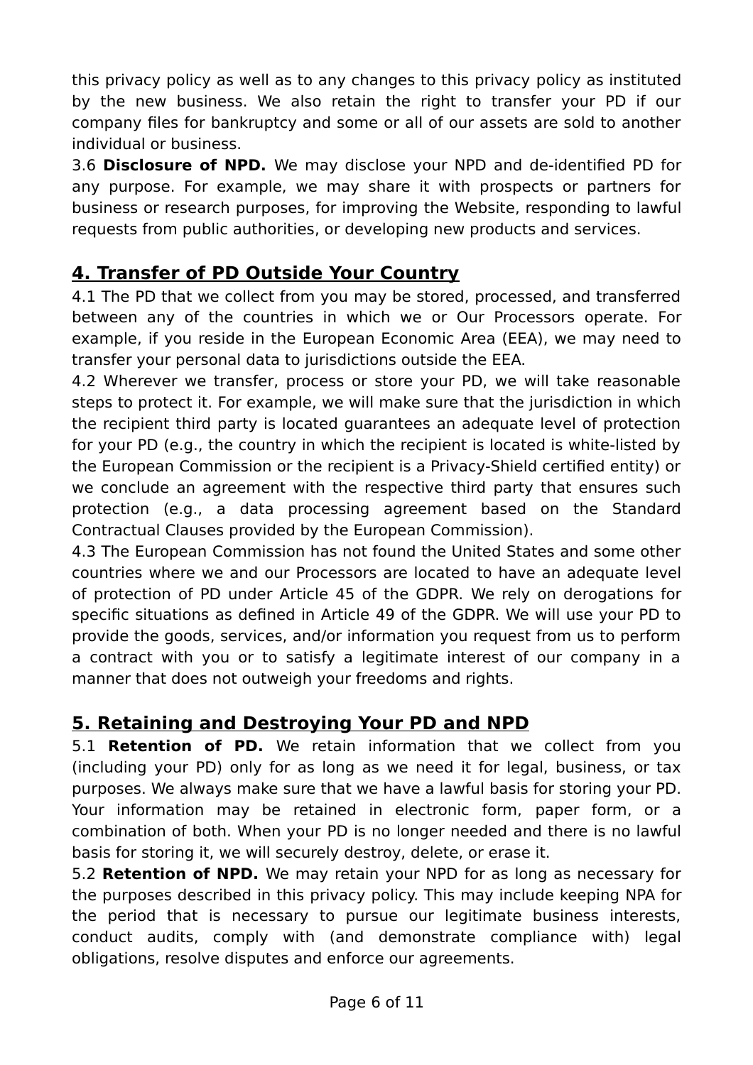this privacy policy as well as to any changes to this privacy policy as instituted by the new business. We also retain the right to transfer your PD if our company files for bankruptcy and some or all of our assets are sold to another individual or business.

3.6 **Disclosure of NPD.** We may disclose your NPD and de-identified PD for any purpose. For example, we may share it with prospects or partners for business or research purposes, for improving the Website, responding to lawful requests from public authorities, or developing new products and services.

## 4. Transfer of PD Outside Your Country

4.1 The PD that we collect from you may be stored, processed, and transferred between any of the countries in which we or Our Processors operate. For example, if you reside in the European Economic Area (EEA), we may need to transfer your personal data to jurisdictions outside the EEA.

4.2 Wherever we transfer, process or store your PD, we will take reasonable steps to protect it. For example, we will make sure that the jurisdiction in which the recipient third party is located guarantees an adequate level of protection for your PD (e.g., the country in which the recipient is located is white-listed by the European Commission or the recipient is a Privacy-Shield certified entity) or we conclude an agreement with the respective third party that ensures such protection (e.g., a data processing agreement based on the Standard Contractual Clauses provided by the European Commission).

4.3 The European Commission has not found the United States and some other countries where we and our Processors are located to have an adequate level of protection of PD under Article 45 of the GDPR. We rely on derogations for specific situations as defined in Article 49 of the GDPR. We will use your PD to provide the goods, services, and/or information you request from us to perform a contract with you or to satisfy a legitimate interest of our company in a manner that does not outweigh your freedoms and rights.

## 5. Retaining and Destroying Your PD and NPD

5.1 **Retention of PD.** We retain information that we collect from you (including your PD) only for as long as we need it for legal, business, or tax purposes. We always make sure that we have a lawful basis for storing your PD. Your information may be retained in electronic form, paper form, or a combination of both. When your PD is no longer needed and there is no lawful basis for storing it, we will securely destroy, delete, or erase it.

5.2 **Retention of NPD.** We may retain your NPD for as long as necessary for the purposes described in this privacy policy. This may include keeping NPA for the period that is necessary to pursue our legitimate business interests, conduct audits, comply with (and demonstrate compliance with) legal obligations, resolve disputes and enforce our agreements.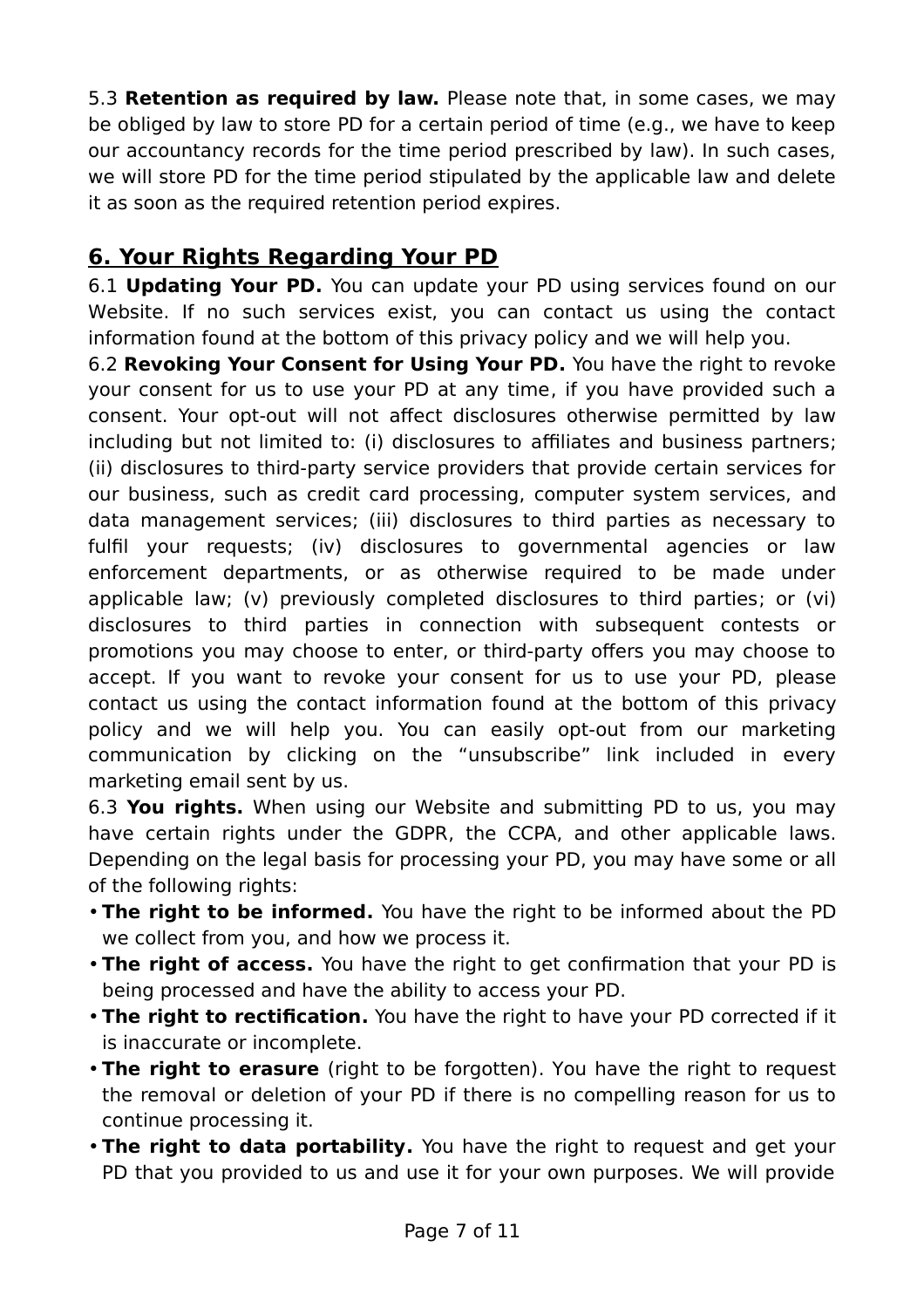5.3 **Retention as required by law.** Please note that, in some cases, we may be obliged by law to store PD for a certain period of time (e.g., we have to keep our accountancy records for the time period prescribed by law). In such cases, we will store PD for the time period stipulated by the applicable law and delete it as soon as the required retention period expires.

## 6. Your Rights Regarding Your PD

6.1 **Updating Your PD.** You can update your PD using services found on our Website. If no such services exist, you can contact us using the contact information found at the bottom of this privacy policy and we will help you.

6.2 **Revoking Your Consent for Using Your PD.** You have the right to revoke your consent for us to use your PD at any time, if you have provided such a consent. Your opt-out will not affect disclosures otherwise permitted by law including but not limited to: (i) disclosures to affiliates and business partners; (ii) disclosures to third-party service providers that provide certain services for our business, such as credit card processing, computer system services, and data management services; (iii) disclosures to third parties as necessary to fulfil your requests; (iv) disclosures to governmental agencies or law enforcement departments, or as otherwise required to be made under applicable law; (v) previously completed disclosures to third parties; or (vi) disclosures to third parties in connection with subsequent contests or promotions you may choose to enter, or third-party offers you may choose to accept. If you want to revoke your consent for us to use your PD, please contact us using the contact information found at the bottom of this privacy policy and we will help you. You can easily opt-out from our marketing communication by clicking on the "unsubscribe" link included in every marketing email sent by us.

6.3 **You rights.** When using our Website and submitting PD to us, you may have certain rights under the GDPR, the CCPA, and other applicable laws. Depending on the legal basis for processing your PD, you may have some or all of the following rights:

- **The right to be informed.** You have the right to be informed about the PD we collect from you, and how we process it.
- **The right of access.** You have the right to get confirmation that your PD is being processed and have the ability to access your PD.
- **The right to rectification.** You have the right to have your PD corrected if it is inaccurate or incomplete.
- **The right to erasure** (right to be forgotten). You have the right to request the removal or deletion of your PD if there is no compelling reason for us to continue processing it.
- **The right to data portability.** You have the right to request and get your PD that you provided to us and use it for your own purposes. We will provide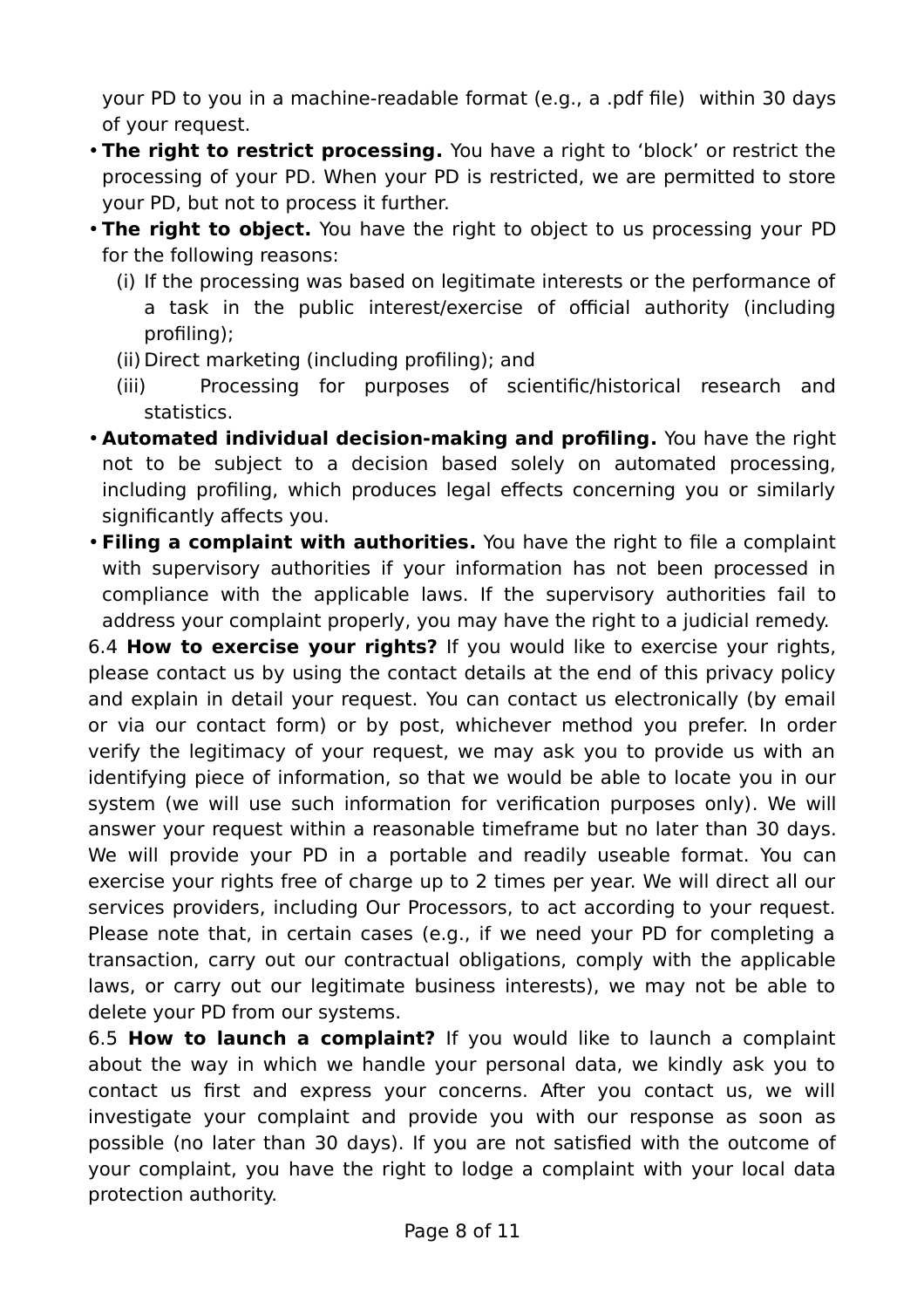your PD to you in a machine-readable format (e.g., a .pdf file) within 30 days of your request.

- **The right to restrict processing.** You have a right to 'block' or restrict the processing of your PD. When your PD is restricted, we are permitted to store your PD, but not to process it further.
- **The right to object.** You have the right to object to us processing your PD for the following reasons:
  - (i) If the processing was based on legitimate interests or the performance of a task in the public interest/exercise of official authority (including profiling);
  - (ii) Direct marketing (including profiling); and
  - (iii) Processing for purposes of scientific/historical research and statistics.
- **Automated individual decision-making and profiling.** You have the right not to be subject to a decision based solely on automated processing, including profiling, which produces legal effects concerning you or similarly significantly affects you.
- **Filing a complaint with authorities.** You have the right to file a complaint with supervisory authorities if your information has not been processed in compliance with the applicable laws. If the supervisory authorities fail to address your complaint properly, you may have the right to a judicial remedy.

6.4 **How to exercise your rights?** If you would like to exercise your rights, please contact us by using the contact details at the end of this privacy policy and explain in detail your request. You can contact us electronically (by email or via our contact form) or by post, whichever method you prefer. In order verify the legitimacy of your request, we may ask you to provide us with an identifying piece of information, so that we would be able to locate you in our system (we will use such information for verification purposes only). We will answer your request within a reasonable timeframe but no later than 30 days. We will provide your PD in a portable and readily useable format. You can exercise your rights free of charge up to 2 times per year. We will direct all our services providers, including Our Processors, to act according to your request. Please note that, in certain cases (e.g., if we need your PD for completing a transaction, carry out our contractual obligations, comply with the applicable laws, or carry out our legitimate business interests), we may not be able to delete your PD from our systems.

6.5 **How to launch a complaint?** If you would like to launch a complaint about the way in which we handle your personal data, we kindly ask you to contact us first and express your concerns. After you contact us, we will investigate your complaint and provide you with our response as soon as possible (no later than 30 days). If you are not satisfied with the outcome of your complaint, you have the right to lodge a complaint with your local data protection authority.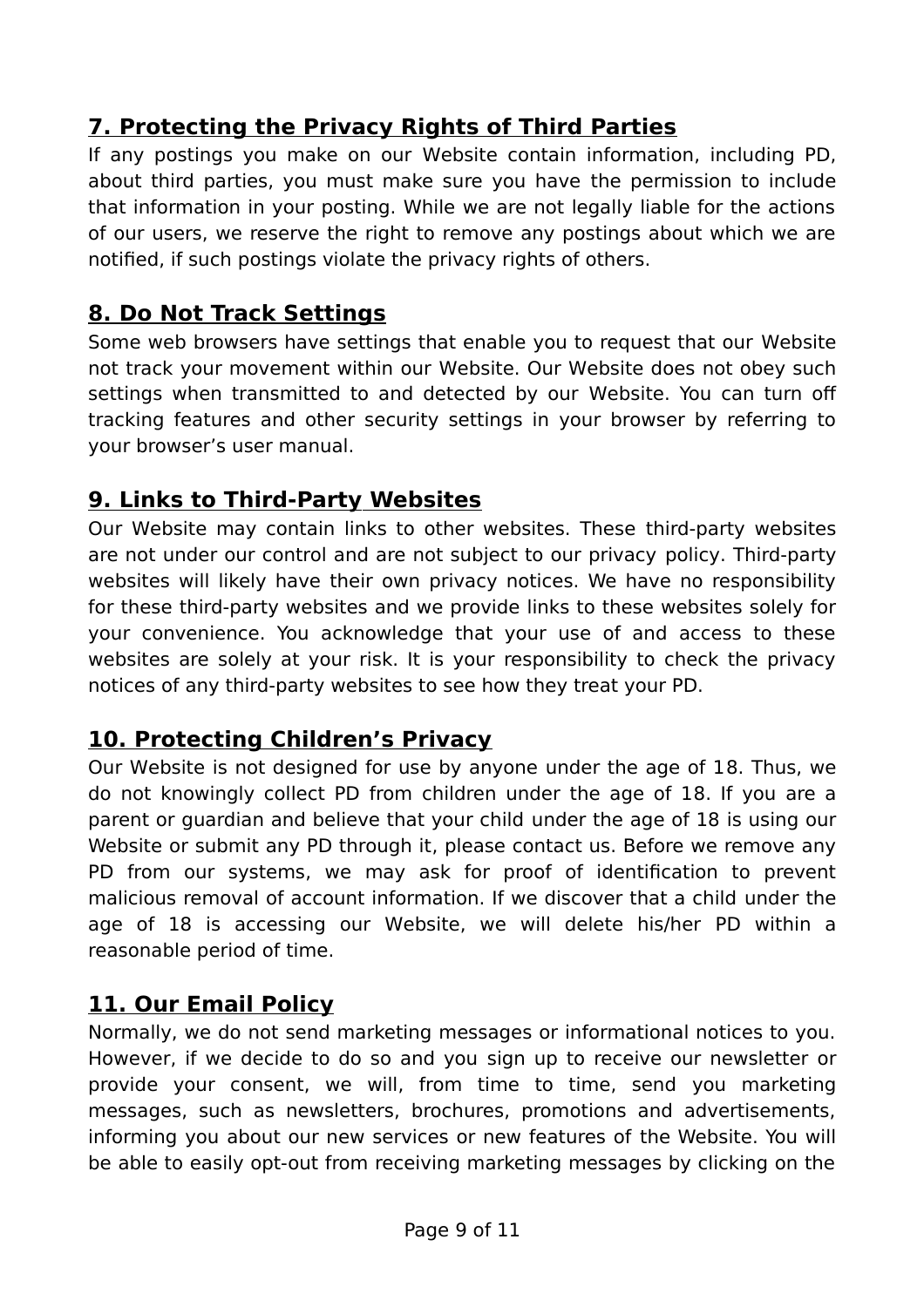## 7. Protecting the Privacy Rights of Third Parties

If any postings you make on our Website contain information, including PD, about third parties, you must make sure you have the permission to include that information in your posting. While we are not legally liable for the actions of our users, we reserve the right to remove any postings about which we are notified, if such postings violate the privacy rights of others.

## 8. Do Not Track Settings

Some web browsers have settings that enable you to request that our Website not track your movement within our Website. Our Website does not obey such settings when transmitted to and detected by our Website. You can turn off tracking features and other security settings in your browser by referring to your browser's user manual.

## 9. Links to Third-Party Websites

Our Website may contain links to other websites. These third-party websites are not under our control and are not subject to our privacy policy. Third-party websites will likely have their own privacy notices. We have no responsibility for these third-party websites and we provide links to these websites solely for your convenience. You acknowledge that your use of and access to these websites are solely at your risk. It is your responsibility to check the privacy notices of any third-party websites to see how they treat your PD.

## 10. Protecting Children's Privacy

Our Website is not designed for use by anyone under the age of 18. Thus, we do not knowingly collect PD from children under the age of 18. If you are a parent or guardian and believe that your child under the age of 18 is using our Website or submit any PD through it, please contact us. Before we remove any PD from our systems, we may ask for proof of identification to prevent malicious removal of account information. If we discover that a child under the age of 18 is accessing our Website, we will delete his/her PD within a reasonable period of time.

## 11. Our Email Policy

Normally, we do not send marketing messages or informational notices to you. However, if we decide to do so and you sign up to receive our newsletter or provide your consent, we will, from time to time, send you marketing messages, such as newsletters, brochures, promotions and advertisements, informing you about our new services or new features of the Website. You will be able to easily opt-out from receiving marketing messages by clicking on the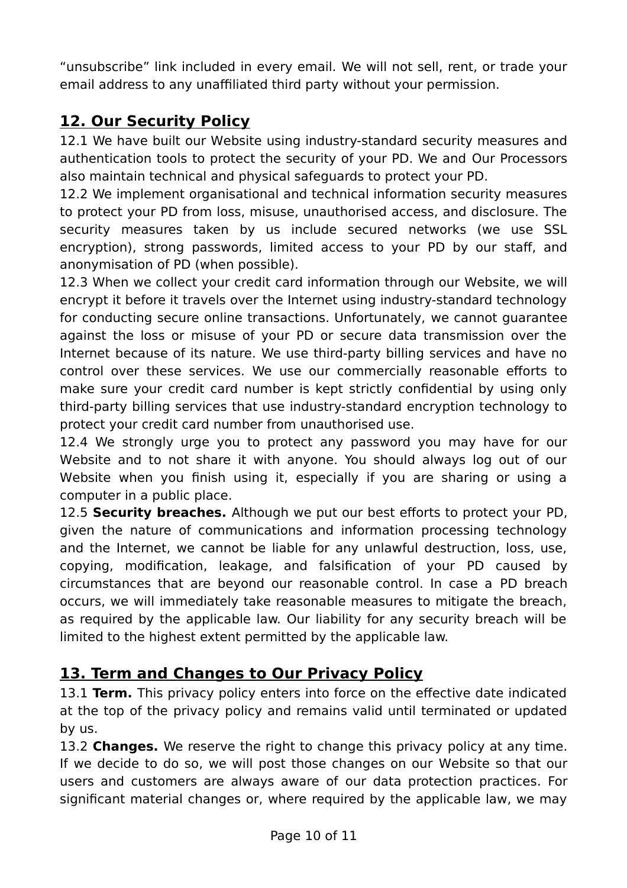"unsubscribe" link included in every email. We will not sell, rent, or trade your email address to any unaffiliated third party without your permission.

## 12. Our Security Policy

12.1 We have built our Website using industry-standard security measures and authentication tools to protect the security of your PD. We and Our Processors also maintain technical and physical safeguards to protect your PD.

12.2 We implement organisational and technical information security measures to protect your PD from loss, misuse, unauthorised access, and disclosure. The security measures taken by us include secured networks (we use SSL encryption), strong passwords, limited access to your PD by our staff, and anonymisation of PD (when possible).

12.3 When we collect your credit card information through our Website, we will encrypt it before it travels over the Internet using industry-standard technology for conducting secure online transactions. Unfortunately, we cannot guarantee against the loss or misuse of your PD or secure data transmission over the Internet because of its nature. We use third-party billing services and have no control over these services. We use our commercially reasonable efforts to make sure your credit card number is kept strictly confidential by using only third-party billing services that use industry-standard encryption technology to protect your credit card number from unauthorised use.

12.4 We strongly urge you to protect any password you may have for our Website and to not share it with anyone. You should always log out of our Website when you finish using it, especially if you are sharing or using a computer in a public place.

12.5 **Security breaches.** Although we put our best efforts to protect your PD, given the nature of communications and information processing technology and the Internet, we cannot be liable for any unlawful destruction, loss, use, copying, modification, leakage, and falsification of your PD caused by circumstances that are beyond our reasonable control. In case a PD breach occurs, we will immediately take reasonable measures to mitigate the breach, as required by the applicable law. Our liability for any security breach will be limited to the highest extent permitted by the applicable law.

## 13. Term and Changes to Our Privacy Policy

13.1 **Term.** This privacy policy enters into force on the effective date indicated at the top of the privacy policy and remains valid until terminated or updated by us.

13.2 **Changes.** We reserve the right to change this privacy policy at any time. If we decide to do so, we will post those changes on our Website so that our users and customers are always aware of our data protection practices. For significant material changes or, where required by the applicable law, we may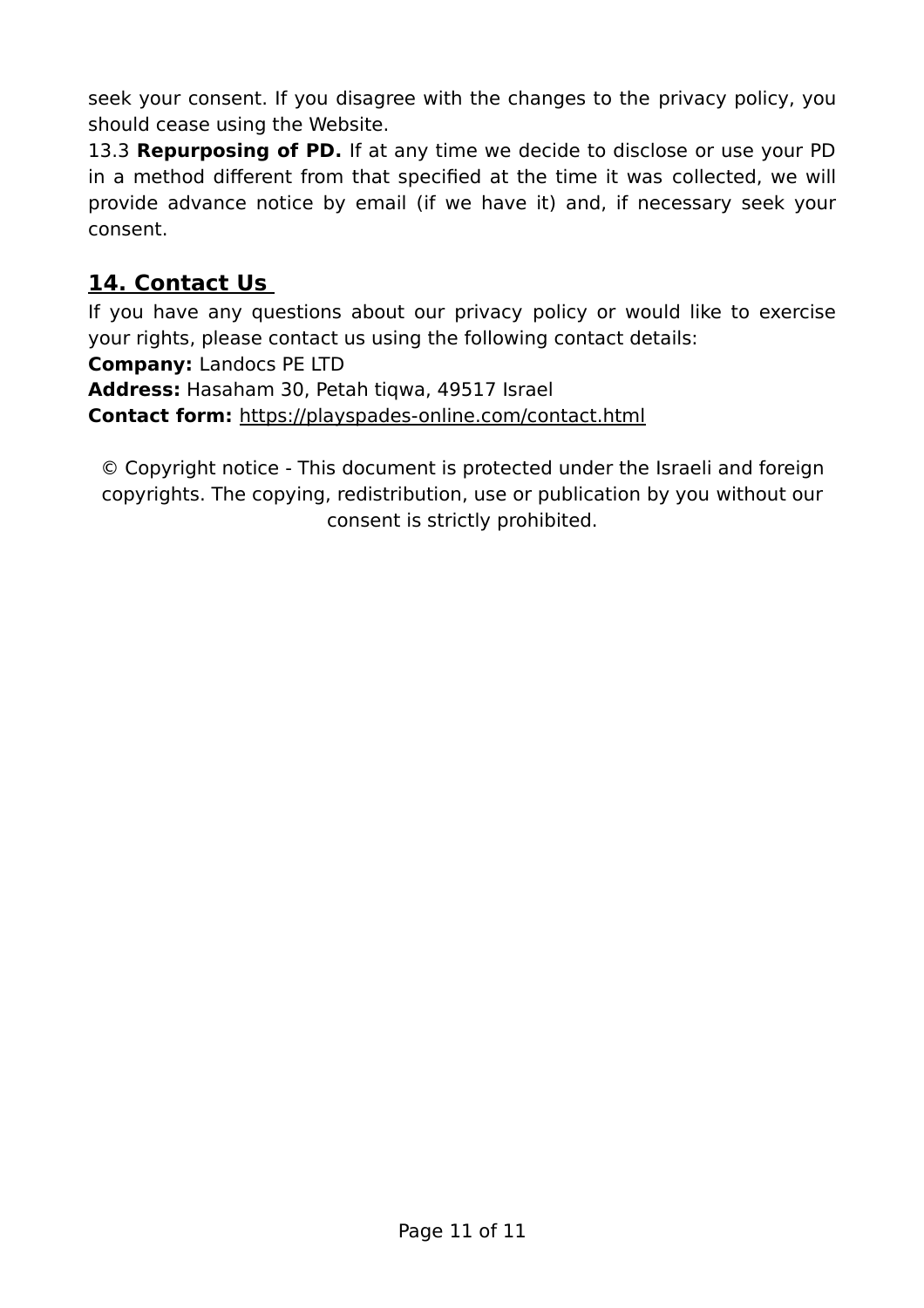seek your consent. If you disagree with the changes to the privacy policy, you should cease using the Website.

13.3 **Repurposing of PD.** If at any time we decide to disclose or use your PD in a method different from that specified at the time it was collected, we will provide advance notice by email (if we have it) and, if necessary seek your consent.

## 14. Contact Us

If you have any questions about our privacy policy or would like to exercise your rights, please contact us using the following contact details:

**Company:** Landocs PE LTD
**Address:** Hasaham 30, Petah tiqwa, 49517 Israel
**Contact form:** https://playspades-online.com/contact.html

© Copyright notice - This document is protected under the Israeli and foreign copyrights. The copying, redistribution, use or publication by you without our consent is strictly prohibited.